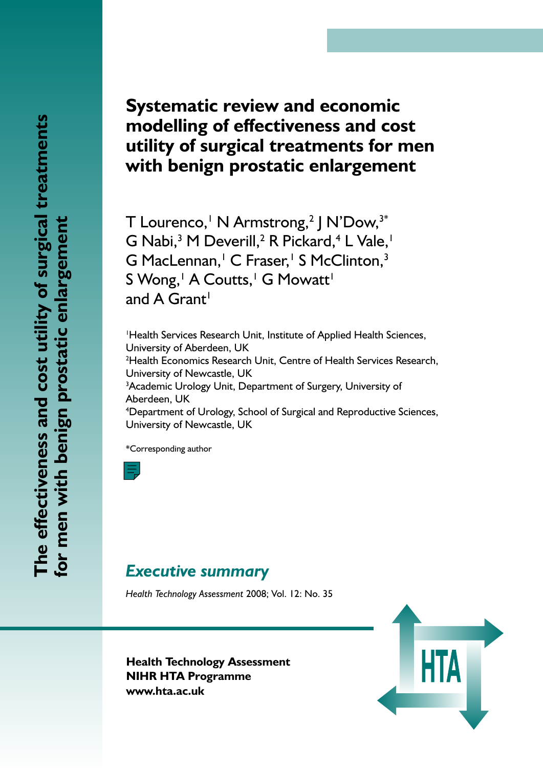# Systematic review and economic modelling of effectiveness and cost utility of surgical treatments for men with benign prostatic enlargement

T Lourenco,[1] N Armstrong,[2] J N'Dow,[3*] G Nabi,[3] M Deverill,[2] R Pickard,[4] L Vale,[1] G MacLennan,[1] C Fraser,[1] S McClinton,[3] S Wong,[1] A Coutts,[1] G Mowatt[1] and A Grant[1]

[1]Health Services Research Unit, Institute of Applied Health Sciences, University of Aberdeen, UK
[2]Health Economics Research Unit, Centre of Health Services Research, University of Newcastle, UK
[3]Academic Urology Unit, Department of Surgery, University of Aberdeen, UK
[4]Department of Urology, School of Surgical and Reproductive Sciences, University of Newcastle, UK

*Corresponding author

## *Executive summary*

*Health Technology Assessment* 2008; Vol. 12: No. 35

**Health Technology Assessment**
**NIHR HTA Programme**
**www.hta.ac.uk**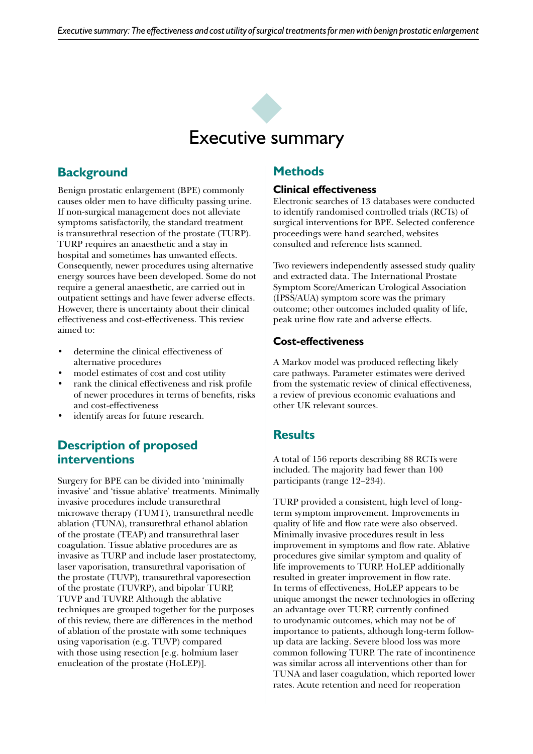# Executive summary

## Background

Benign prostatic enlargement (BPE) commonly causes older men to have difficulty passing urine. If non-surgical management does not alleviate symptoms satisfactorily, the standard treatment is transurethral resection of the prostate (TURP). TURP requires an anaesthetic and a stay in hospital and sometimes has unwanted effects. Consequently, newer procedures using alternative energy sources have been developed. Some do not require a general anaesthetic, are carried out in outpatient settings and have fewer adverse effects. However, there is uncertainty about their clinical effectiveness and cost-effectiveness. This review aimed to:

- determine the clinical effectiveness of alternative procedures
- model estimates of cost and cost utility
- rank the clinical effectiveness and risk profile of newer procedures in terms of benefits, risks and cost-effectiveness
- identify areas for future research.

## Description of proposed interventions

Surgery for BPE can be divided into 'minimally invasive' and 'tissue ablative' treatments. Minimally invasive procedures include transurethral microwave therapy (TUMT), transurethral needle ablation (TUNA), transurethral ethanol ablation of the prostate (TEAP) and transurethral laser coagulation. Tissue ablative procedures are as invasive as TURP and include laser prostatectomy, laser vaporisation, transurethral vaporisation of the prostate (TUVP), transurethral vaporesection of the prostate (TUVRP), and bipolar TURP, TUVP and TUVRP. Although the ablative techniques are grouped together for the purposes of this review, there are differences in the method of ablation of the prostate with some techniques using vaporisation (e.g. TUVP) compared with those using resection [e.g. holmium laser enucleation of the prostate (HoLEP)].

## Methods

### Clinical effectiveness

Electronic searches of 13 databases were conducted to identify randomised controlled trials (RCTs) of surgical interventions for BPE. Selected conference proceedings were hand searched, websites consulted and reference lists scanned.

Two reviewers independently assessed study quality and extracted data. The International Prostate Symptom Score/American Urological Association (IPSS/AUA) symptom score was the primary outcome; other outcomes included quality of life, peak urine flow rate and adverse effects.

### Cost-effectiveness

A Markov model was produced reflecting likely care pathways. Parameter estimates were derived from the systematic review of clinical effectiveness, a review of previous economic evaluations and other UK relevant sources.

## Results

A total of 156 reports describing 88 RCTs were included. The majority had fewer than 100 participants (range 12–234).

TURP provided a consistent, high level of long-term symptom improvement. Improvements in quality of life and flow rate were also observed. Minimally invasive procedures result in less improvement in symptoms and flow rate. Ablative procedures give similar symptom and quality of life improvements to TURP. HoLEP additionally resulted in greater improvement in flow rate. In terms of effectiveness, HoLEP appears to be unique amongst the newer technologies in offering an advantage over TURP, currently confined to urodynamic outcomes, which may not be of importance to patients, although long-term follow-up data are lacking. Severe blood loss was more common following TURP. The rate of incontinence was similar across all interventions other than for TUNA and laser coagulation, which reported lower rates. Acute retention and need for reoperation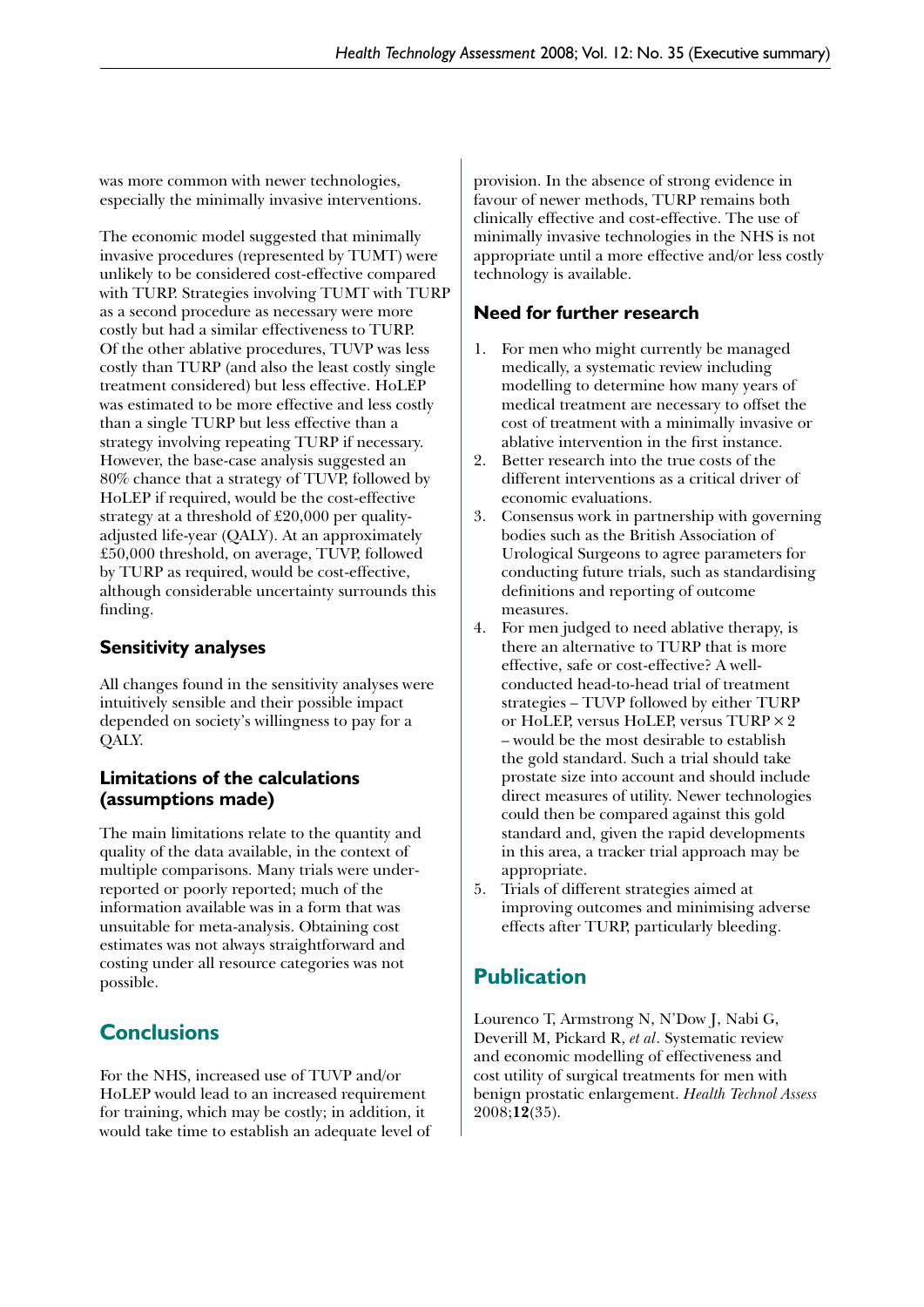was more common with newer technologies, especially the minimally invasive interventions.

The economic model suggested that minimally invasive procedures (represented by TUMT) were unlikely to be considered cost-effective compared with TURP. Strategies involving TUMT with TURP as a second procedure as necessary were more costly but had a similar effectiveness to TURP. Of the other ablative procedures, TUVP was less costly than TURP (and also the least costly single treatment considered) but less effective. HoLEP was estimated to be more effective and less costly than a single TURP but less effective than a strategy involving repeating TURP if necessary. However, the base-case analysis suggested an 80% chance that a strategy of TUVP, followed by HoLEP if required, would be the cost-effective strategy at a threshold of £20,000 per quality-adjusted life-year (QALY). At an approximately £50,000 threshold, on average, TUVP, followed by TURP as required, would be cost-effective, although considerable uncertainty surrounds this finding.

### Sensitivity analyses

All changes found in the sensitivity analyses were intuitively sensible and their possible impact depended on society's willingness to pay for a QALY.

### Limitations of the calculations (assumptions made)

The main limitations relate to the quantity and quality of the data available, in the context of multiple comparisons. Many trials were under-reported or poorly reported; much of the information available was in a form that was unsuitable for meta-analysis. Obtaining cost estimates was not always straightforward and costing under all resource categories was not possible.

## Conclusions

For the NHS, increased use of TUVP and/or HoLEP would lead to an increased requirement for training, which may be costly; in addition, it would take time to establish an adequate level of provision. In the absence of strong evidence in favour of newer methods, TURP remains both clinically effective and cost-effective. The use of minimally invasive technologies in the NHS is not appropriate until a more effective and/or less costly technology is available.

### Need for further research

1. For men who might currently be managed medically, a systematic review including modelling to determine how many years of medical treatment are necessary to offset the cost of treatment with a minimally invasive or ablative intervention in the first instance.
2. Better research into the true costs of the different interventions as a critical driver of economic evaluations.
3. Consensus work in partnership with governing bodies such as the British Association of Urological Surgeons to agree parameters for conducting future trials, such as standardising definitions and reporting of outcome measures.
4. For men judged to need ablative therapy, is there an alternative to TURP that is more effective, safe or cost-effective? A well-conducted head-to-head trial of treatment strategies – TUVP followed by either TURP or HoLEP, versus HoLEP, versus TURP × 2 – would be the most desirable to establish the gold standard. Such a trial should take prostate size into account and should include direct measures of utility. Newer technologies could then be compared against this gold standard and, given the rapid developments in this area, a tracker trial approach may be appropriate.
5. Trials of different strategies aimed at improving outcomes and minimising adverse effects after TURP, particularly bleeding.

## Publication

Lourenco T, Armstrong N, N'Dow J, Nabi G, Deverill M, Pickard R, *et al*. Systematic review and economic modelling of effectiveness and cost utility of surgical treatments for men with benign prostatic enlargement. *Health Technol Assess* 2008;**12**(35).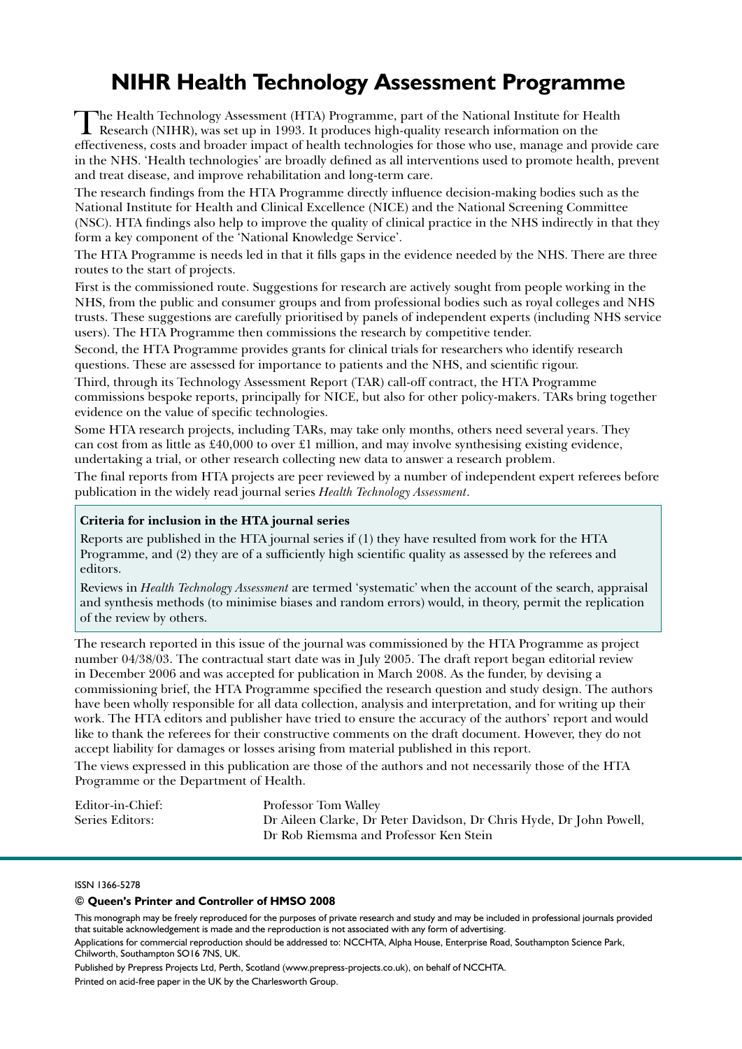# NIHR Health Technology Assessment Programme

The Health Technology Assessment (HTA) Programme, part of the National Institute for Health Research (NIHR), was set up in 1993. It produces high-quality research information on the effectiveness, costs and broader impact of health technologies for those who use, manage and provide care in the NHS. 'Health technologies' are broadly defined as all interventions used to promote health, prevent and treat disease, and improve rehabilitation and long-term care.

The research findings from the HTA Programme directly influence decision-making bodies such as the National Institute for Health and Clinical Excellence (NICE) and the National Screening Committee (NSC). HTA findings also help to improve the quality of clinical practice in the NHS indirectly in that they form a key component of the 'National Knowledge Service'.

The HTA Programme is needs led in that it fills gaps in the evidence needed by the NHS. There are three routes to the start of projects.

First is the commissioned route. Suggestions for research are actively sought from people working in the NHS, from the public and consumer groups and from professional bodies such as royal colleges and NHS trusts. These suggestions are carefully prioritised by panels of independent experts (including NHS service users). The HTA Programme then commissions the research by competitive tender.

Second, the HTA Programme provides grants for clinical trials for researchers who identify research questions. These are assessed for importance to patients and the NHS, and scientific rigour.

Third, through its Technology Assessment Report (TAR) call-off contract, the HTA Programme commissions bespoke reports, principally for NICE, but also for other policy-makers. TARs bring together evidence on the value of specific technologies.

Some HTA research projects, including TARs, may take only months, others need several years. They can cost from as little as £40,000 to over £1 million, and may involve synthesising existing evidence, undertaking a trial, or other research collecting new data to answer a research problem.

The final reports from HTA projects are peer reviewed by a number of independent expert referees before publication in the widely read journal series *Health Technology Assessment*.

**Criteria for inclusion in the HTA journal series**

Reports are published in the HTA journal series if (1) they have resulted from work for the HTA Programme, and (2) they are of a sufficiently high scientific quality as assessed by the referees and editors.

Reviews in *Health Technology Assessment* are termed 'systematic' when the account of the search, appraisal and synthesis methods (to minimise biases and random errors) would, in theory, permit the replication of the review by others.

The research reported in this issue of the journal was commissioned by the HTA Programme as project number 04/38/03. The contractual start date was in July 2005. The draft report began editorial review in December 2006 and was accepted for publication in March 2008. As the funder, by devising a commissioning brief, the HTA Programme specified the research question and study design. The authors have been wholly responsible for all data collection, analysis and interpretation, and for writing up their work. The HTA editors and publisher have tried to ensure the accuracy of the authors' report and would like to thank the referees for their constructive comments on the draft document. However, they do not accept liability for damages or losses arising from material published in this report.

The views expressed in this publication are those of the authors and not necessarily those of the HTA Programme or the Department of Health.

| | |
|---|---|
| Editor-in-Chief: | Professor Tom Walley |
| Series Editors: | Dr Aileen Clarke, Dr Peter Davidson, Dr Chris Hyde, Dr John Powell, Dr Rob Riemsma and Professor Ken Stein |

ISSN 1366-5278

**© Queen's Printer and Controller of HMSO 2008**

This monograph may be freely reproduced for the purposes of private research and study and may be included in professional journals provided that suitable acknowledgement is made and the reproduction is not associated with any form of advertising.

Applications for commercial reproduction should be addressed to: NCCHTA, Alpha House, Enterprise Road, Southampton Science Park, Chilworth, Southampton SO16 7NS, UK.

Published by Prepress Projects Ltd, Perth, Scotland (www.prepress-projects.co.uk), on behalf of NCCHTA.

Printed on acid-free paper in the UK by the Charlesworth Group.